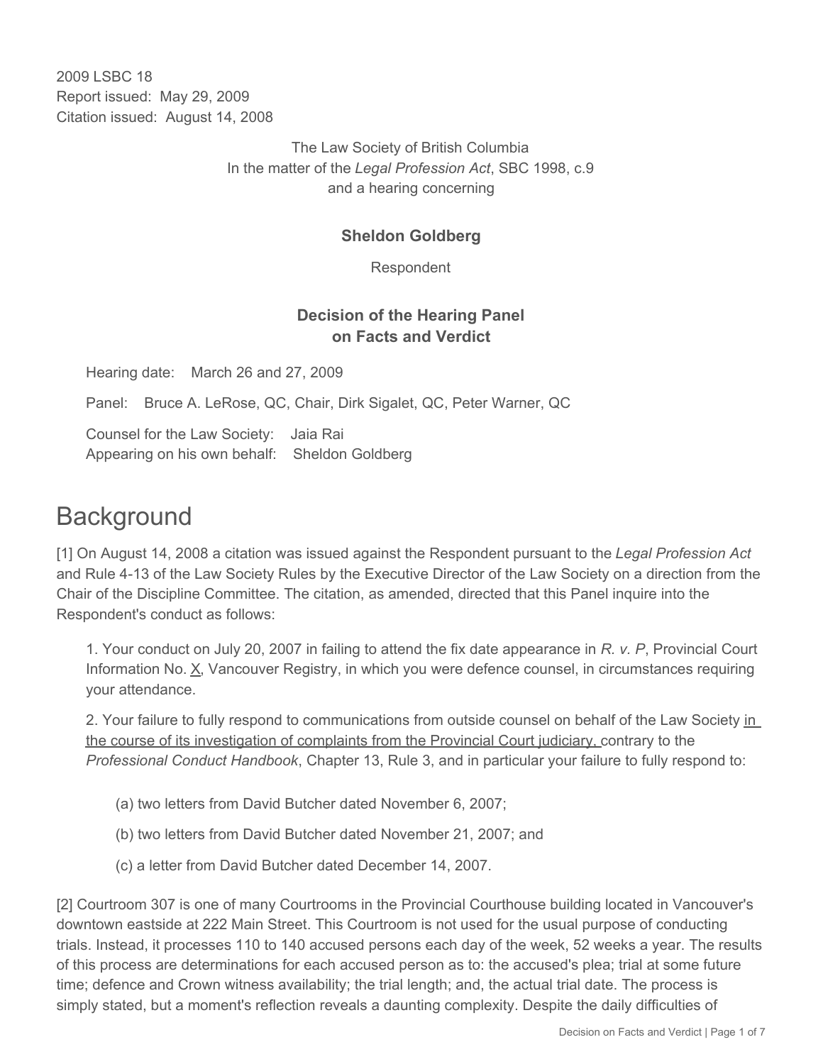2009 LSBC 18
Report issued: May 29, 2009
Citation issued: August 14, 2008

The Law Society of British Columbia
In the matter of the *Legal Profession Act*, SBC 1998, c.9
and a hearing concerning

**Sheldon Goldberg**

Respondent

**Decision of the Hearing Panel on Facts and Verdict**

Hearing date: March 26 and 27, 2009

Panel: Bruce A. LeRose, QC, Chair, Dirk Sigalet, QC, Peter Warner, QC

Counsel for the Law Society: Jaia Rai
Appearing on his own behalf: Sheldon Goldberg

# Background

[1] On August 14, 2008 a citation was issued against the Respondent pursuant to the *Legal Profession Act* and Rule 4-13 of the Law Society Rules by the Executive Director of the Law Society on a direction from the Chair of the Discipline Committee. The citation, as amended, directed that this Panel inquire into the Respondent's conduct as follows:

> 1. Your conduct on July 20, 2007 in failing to attend the fix date appearance in *R. v. P*, Provincial Court Information No. X, Vancouver Registry, in which you were defence counsel, in circumstances requiring your attendance.
>
> 2. Your failure to fully respond to communications from outside counsel on behalf of the Law Society in the course of its investigation of complaints from the Provincial Court judiciary, contrary to the *Professional Conduct Handbook*, Chapter 13, Rule 3, and in particular your failure to fully respond to:
>
> (a) two letters from David Butcher dated November 6, 2007;
>
> (b) two letters from David Butcher dated November 21, 2007; and
>
> (c) a letter from David Butcher dated December 14, 2007.

[2] Courtroom 307 is one of many Courtrooms in the Provincial Courthouse building located in Vancouver's downtown eastside at 222 Main Street. This Courtroom is not used for the usual purpose of conducting trials. Instead, it processes 110 to 140 accused persons each day of the week, 52 weeks a year. The results of this process are determinations for each accused person as to: the accused's plea; trial at some future time; defence and Crown witness availability; the trial length; and, the actual trial date. The process is simply stated, but a moment's reflection reveals a daunting complexity. Despite the daily difficulties of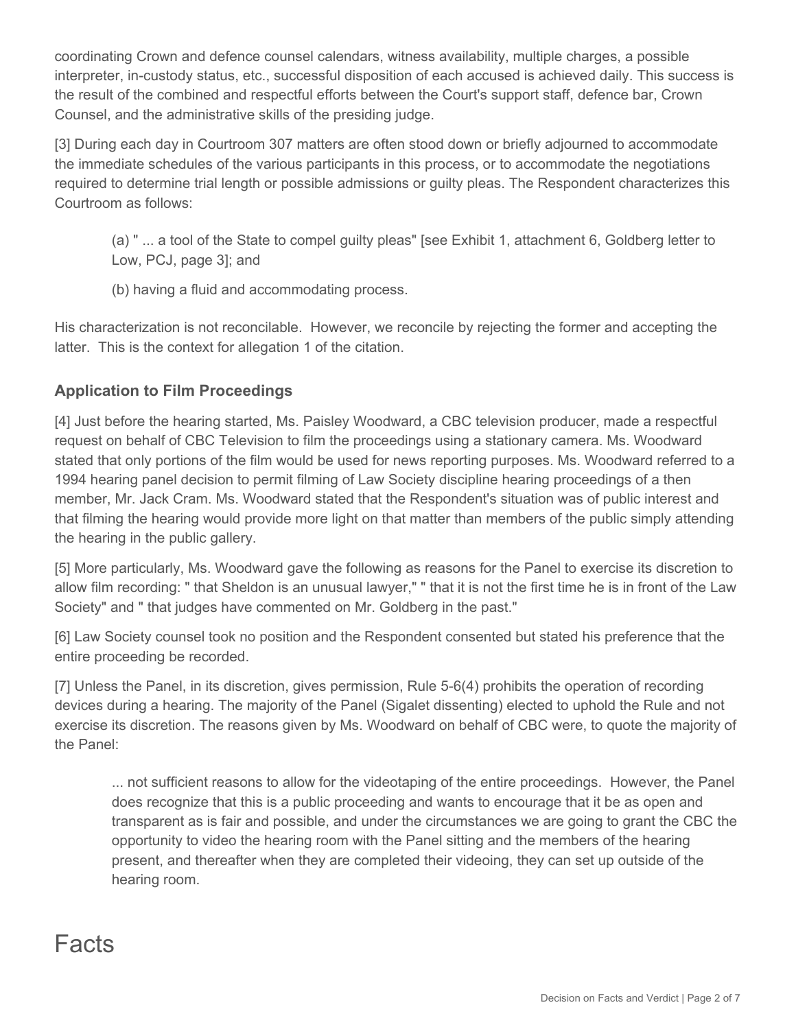coordinating Crown and defence counsel calendars, witness availability, multiple charges, a possible interpreter, in-custody status, etc., successful disposition of each accused is achieved daily. This success is the result of the combined and respectful efforts between the Court's support staff, defence bar, Crown Counsel, and the administrative skills of the presiding judge.

[3] During each day in Courtroom 307 matters are often stood down or briefly adjourned to accommodate the immediate schedules of the various participants in this process, or to accommodate the negotiations required to determine trial length or possible admissions or guilty pleas. The Respondent characterizes this Courtroom as follows:

> (a) " ... a tool of the State to compel guilty pleas" [see Exhibit 1, attachment 6, Goldberg letter to Low, PCJ, page 3]; and
>
> (b) having a fluid and accommodating process.

His characterization is not reconcilable. However, we reconcile by rejecting the former and accepting the latter. This is the context for allegation 1 of the citation.

### Application to Film Proceedings

[4] Just before the hearing started, Ms. Paisley Woodward, a CBC television producer, made a respectful request on behalf of CBC Television to film the proceedings using a stationary camera. Ms. Woodward stated that only portions of the film would be used for news reporting purposes. Ms. Woodward referred to a 1994 hearing panel decision to permit filming of Law Society discipline hearing proceedings of a then member, Mr. Jack Cram. Ms. Woodward stated that the Respondent's situation was of public interest and that filming the hearing would provide more light on that matter than members of the public simply attending the hearing in the public gallery.

[5] More particularly, Ms. Woodward gave the following as reasons for the Panel to exercise its discretion to allow film recording: " that Sheldon is an unusual lawyer," " that it is not the first time he is in front of the Law Society" and " that judges have commented on Mr. Goldberg in the past."

[6] Law Society counsel took no position and the Respondent consented but stated his preference that the entire proceeding be recorded.

[7] Unless the Panel, in its discretion, gives permission, Rule 5-6(4) prohibits the operation of recording devices during a hearing. The majority of the Panel (Sigalet dissenting) elected to uphold the Rule and not exercise its discretion. The reasons given by Ms. Woodward on behalf of CBC were, to quote the majority of the Panel:

> ... not sufficient reasons to allow for the videotaping of the entire proceedings. However, the Panel does recognize that this is a public proceeding and wants to encourage that it be as open and transparent as is fair and possible, and under the circumstances we are going to grant the CBC the opportunity to video the hearing room with the Panel sitting and the members of the hearing present, and thereafter when they are completed their videoing, they can set up outside of the hearing room.

# Facts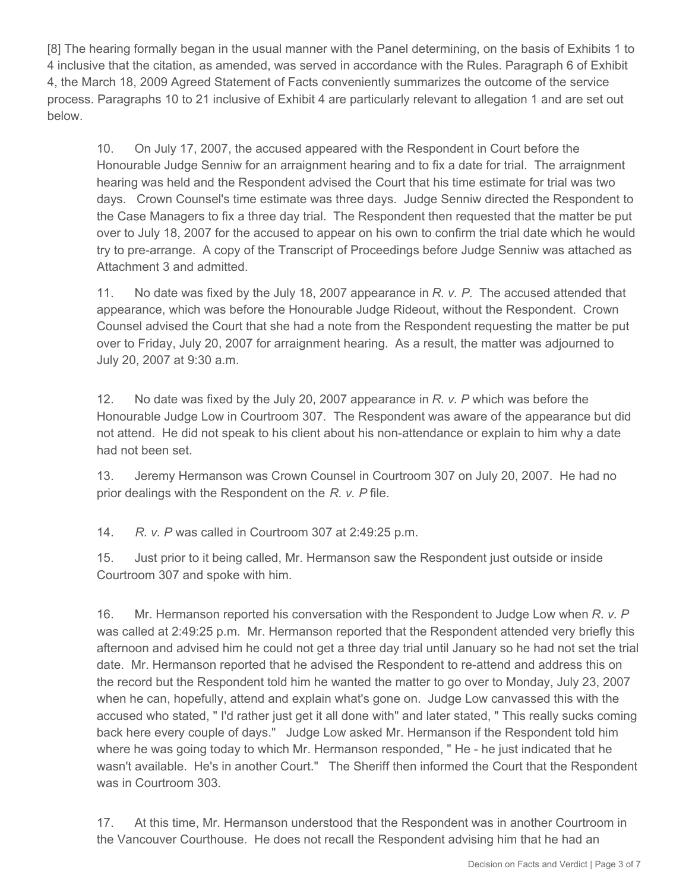[8] The hearing formally began in the usual manner with the Panel determining, on the basis of Exhibits 1 to 4 inclusive that the citation, as amended, was served in accordance with the Rules. Paragraph 6 of Exhibit 4, the March 18, 2009 Agreed Statement of Facts conveniently summarizes the outcome of the service process. Paragraphs 10 to 21 inclusive of Exhibit 4 are particularly relevant to allegation 1 and are set out below.

> 10. On July 17, 2007, the accused appeared with the Respondent in Court before the Honourable Judge Senniw for an arraignment hearing and to fix a date for trial. The arraignment hearing was held and the Respondent advised the Court that his time estimate for trial was two days. Crown Counsel's time estimate was three days. Judge Senniw directed the Respondent to the Case Managers to fix a three day trial. The Respondent then requested that the matter be put over to July 18, 2007 for the accused to appear on his own to confirm the trial date which he would try to pre-arrange. A copy of the Transcript of Proceedings before Judge Senniw was attached as Attachment 3 and admitted.
>
> 11. No date was fixed by the July 18, 2007 appearance in *R. v. P.* The accused attended that appearance, which was before the Honourable Judge Rideout, without the Respondent. Crown Counsel advised the Court that she had a note from the Respondent requesting the matter be put over to Friday, July 20, 2007 for arraignment hearing. As a result, the matter was adjourned to July 20, 2007 at 9:30 a.m.
>
> 12. No date was fixed by the July 20, 2007 appearance in *R. v. P* which was before the Honourable Judge Low in Courtroom 307. The Respondent was aware of the appearance but did not attend. He did not speak to his client about his non-attendance or explain to him why a date had not been set.
>
> 13. Jeremy Hermanson was Crown Counsel in Courtroom 307 on July 20, 2007. He had no prior dealings with the Respondent on the *R. v. P* file.
>
> 14. *R. v. P* was called in Courtroom 307 at 2:49:25 p.m.
>
> 15. Just prior to it being called, Mr. Hermanson saw the Respondent just outside or inside Courtroom 307 and spoke with him.
>
> 16. Mr. Hermanson reported his conversation with the Respondent to Judge Low when *R. v. P* was called at 2:49:25 p.m. Mr. Hermanson reported that the Respondent attended very briefly this afternoon and advised him he could not get a three day trial until January so he had not set the trial date. Mr. Hermanson reported that he advised the Respondent to re-attend and address this on the record but the Respondent told him he wanted the matter to go over to Monday, July 23, 2007 when he can, hopefully, attend and explain what's gone on. Judge Low canvassed this with the accused who stated, " I'd rather just get it all done with" and later stated, " This really sucks coming back here every couple of days." Judge Low asked Mr. Hermanson if the Respondent told him where he was going today to which Mr. Hermanson responded, " He - he just indicated that he wasn't available. He's in another Court." The Sheriff then informed the Court that the Respondent was in Courtroom 303.
>
> 17. At this time, Mr. Hermanson understood that the Respondent was in another Courtroom in the Vancouver Courthouse. He does not recall the Respondent advising him that he had an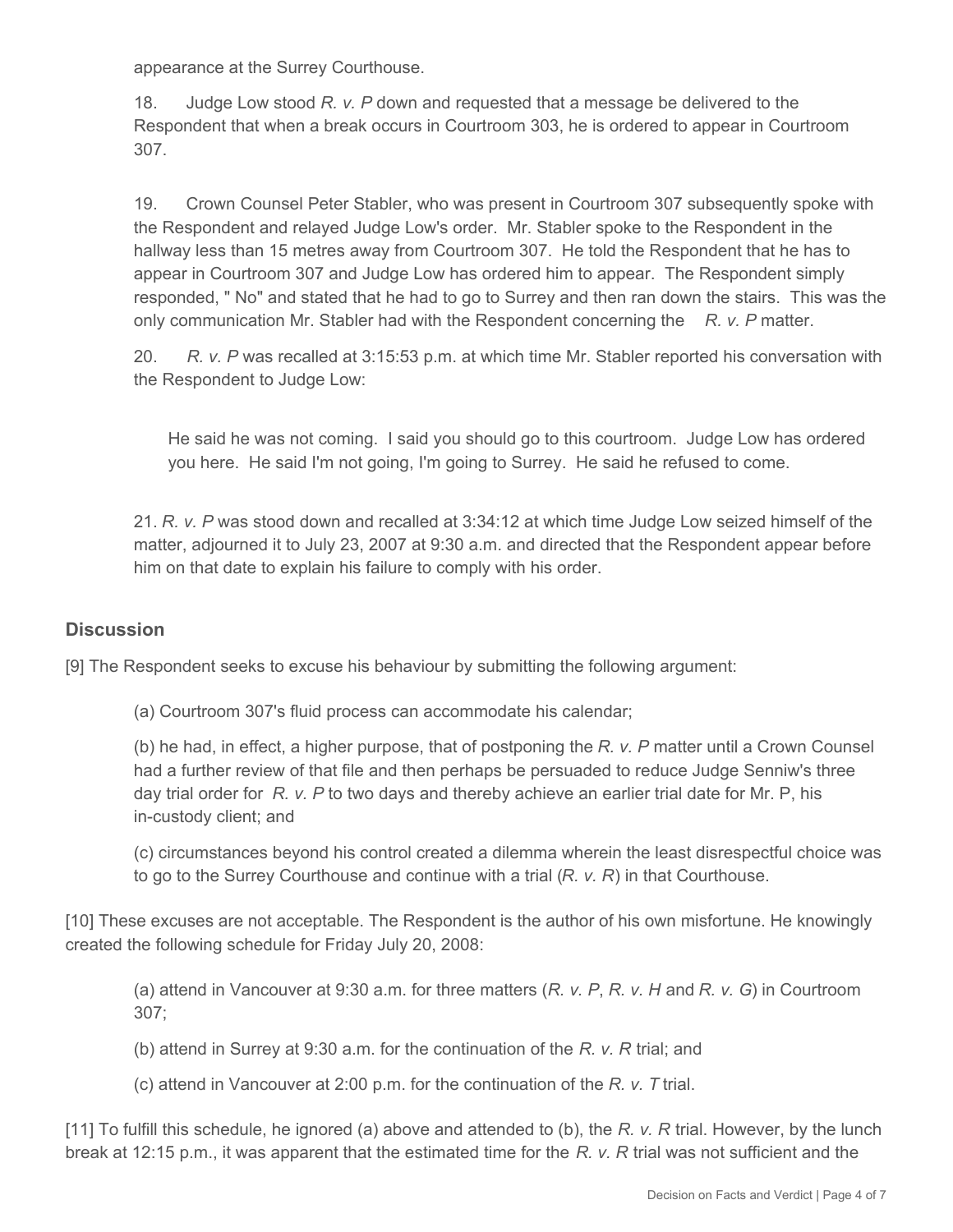appearance at the Surrey Courthouse.

18. Judge Low stood *R. v. P* down and requested that a message be delivered to the Respondent that when a break occurs in Courtroom 303, he is ordered to appear in Courtroom 307.

19. Crown Counsel Peter Stabler, who was present in Courtroom 307 subsequently spoke with the Respondent and relayed Judge Low's order. Mr. Stabler spoke to the Respondent in the hallway less than 15 metres away from Courtroom 307. He told the Respondent that he has to appear in Courtroom 307 and Judge Low has ordered him to appear. The Respondent simply responded, " No" and stated that he had to go to Surrey and then ran down the stairs. This was the only communication Mr. Stabler had with the Respondent concerning the *R. v. P* matter.

20. *R. v. P* was recalled at 3:15:53 p.m. at which time Mr. Stabler reported his conversation with the Respondent to Judge Low:

> He said he was not coming. I said you should go to this courtroom. Judge Low has ordered you here. He said I'm not going, I'm going to Surrey. He said he refused to come.

21. *R. v. P* was stood down and recalled at 3:34:12 at which time Judge Low seized himself of the matter, adjourned it to July 23, 2007 at 9:30 a.m. and directed that the Respondent appear before him on that date to explain his failure to comply with his order.

## Discussion

[9] The Respondent seeks to excuse his behaviour by submitting the following argument:

> (a) Courtroom 307's fluid process can accommodate his calendar;
>
> (b) he had, in effect, a higher purpose, that of postponing the *R. v. P* matter until a Crown Counsel had a further review of that file and then perhaps be persuaded to reduce Judge Senniw's three day trial order for *R. v. P* to two days and thereby achieve an earlier trial date for Mr. P, his in-custody client; and
>
> (c) circumstances beyond his control created a dilemma wherein the least disrespectful choice was to go to the Surrey Courthouse and continue with a trial (*R. v. R*) in that Courthouse.

[10] These excuses are not acceptable. The Respondent is the author of his own misfortune. He knowingly created the following schedule for Friday July 20, 2008:

> (a) attend in Vancouver at 9:30 a.m. for three matters (*R. v. P*, *R. v. H* and *R. v. G*) in Courtroom 307;
>
> (b) attend in Surrey at 9:30 a.m. for the continuation of the *R. v. R* trial; and
>
> (c) attend in Vancouver at 2:00 p.m. for the continuation of the *R. v. T* trial.

[11] To fulfill this schedule, he ignored (a) above and attended to (b), the *R. v. R* trial. However, by the lunch break at 12:15 p.m., it was apparent that the estimated time for the *R. v. R* trial was not sufficient and the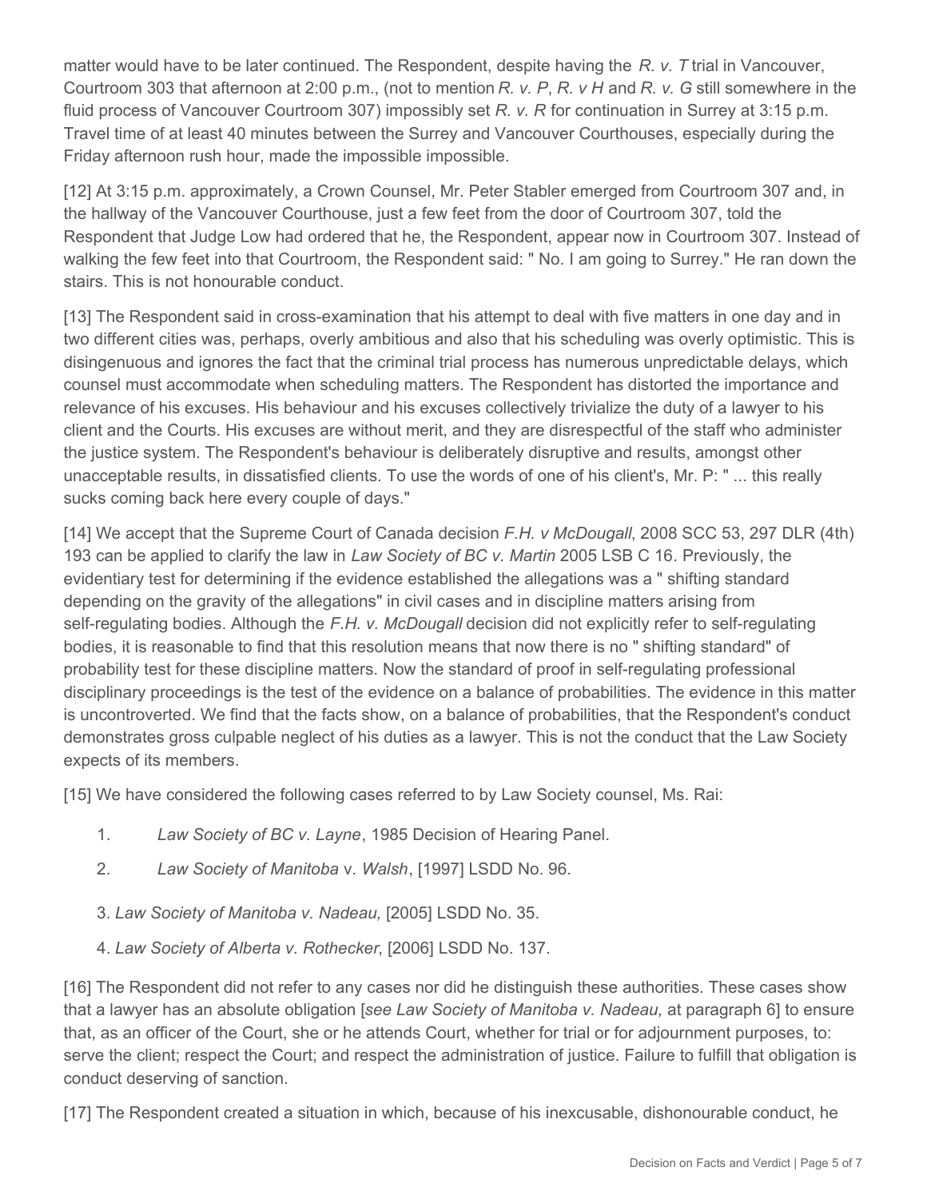matter would have to be later continued. The Respondent, despite having the *R. v. T* trial in Vancouver, Courtroom 303 that afternoon at 2:00 p.m., (not to mention *R. v. P*, *R. v H* and *R. v. G* still somewhere in the fluid process of Vancouver Courtroom 307) impossibly set *R. v. R* for continuation in Surrey at 3:15 p.m. Travel time of at least 40 minutes between the Surrey and Vancouver Courthouses, especially during the Friday afternoon rush hour, made the impossible impossible.

[12] At 3:15 p.m. approximately, a Crown Counsel, Mr. Peter Stabler emerged from Courtroom 307 and, in the hallway of the Vancouver Courthouse, just a few feet from the door of Courtroom 307, told the Respondent that Judge Low had ordered that he, the Respondent, appear now in Courtroom 307. Instead of walking the few feet into that Courtroom, the Respondent said: " No. I am going to Surrey." He ran down the stairs. This is not honourable conduct.

[13] The Respondent said in cross-examination that his attempt to deal with five matters in one day and in two different cities was, perhaps, overly ambitious and also that his scheduling was overly optimistic. This is disingenuous and ignores the fact that the criminal trial process has numerous unpredictable delays, which counsel must accommodate when scheduling matters. The Respondent has distorted the importance and relevance of his excuses. His behaviour and his excuses collectively trivialize the duty of a lawyer to his client and the Courts. His excuses are without merit, and they are disrespectful of the staff who administer the justice system. The Respondent's behaviour is deliberately disruptive and results, amongst other unacceptable results, in dissatisfied clients. To use the words of one of his client's, Mr. P: " ... this really sucks coming back here every couple of days."

[14] We accept that the Supreme Court of Canada decision *F.H. v McDougall*, 2008 SCC 53, 297 DLR (4th) 193 can be applied to clarify the law in *Law Society of BC v. Martin* 2005 LSB C 16. Previously, the evidentiary test for determining if the evidence established the allegations was a " shifting standard depending on the gravity of the allegations" in civil cases and in discipline matters arising from self-regulating bodies. Although the *F.H. v. McDougall* decision did not explicitly refer to self-regulating bodies, it is reasonable to find that this resolution means that now there is no " shifting standard" of probability test for these discipline matters. Now the standard of proof in self-regulating professional disciplinary proceedings is the test of the evidence on a balance of probabilities. The evidence in this matter is uncontroverted. We find that the facts show, on a balance of probabilities, that the Respondent's conduct demonstrates gross culpable neglect of his duties as a lawyer. This is not the conduct that the Law Society expects of its members.

[15] We have considered the following cases referred to by Law Society counsel, Ms. Rai:

1. *Law Society of BC v. Layne*, 1985 Decision of Hearing Panel.
2. *Law Society of Manitoba* v. *Walsh*, [1997] LSDD No. 96.
3. *Law Society of Manitoba v. Nadeau,* [2005] LSDD No. 35.
4. *Law Society of Alberta v. Rothecker*, [2006] LSDD No. 137.

[16] The Respondent did not refer to any cases nor did he distinguish these authorities. These cases show that a lawyer has an absolute obligation [*see Law Society of Manitoba v. Nadeau,* at paragraph 6] to ensure that, as an officer of the Court, she or he attends Court, whether for trial or for adjournment purposes, to: serve the client; respect the Court; and respect the administration of justice. Failure to fulfill that obligation is conduct deserving of sanction.

[17] The Respondent created a situation in which, because of his inexcusable, dishonourable conduct, he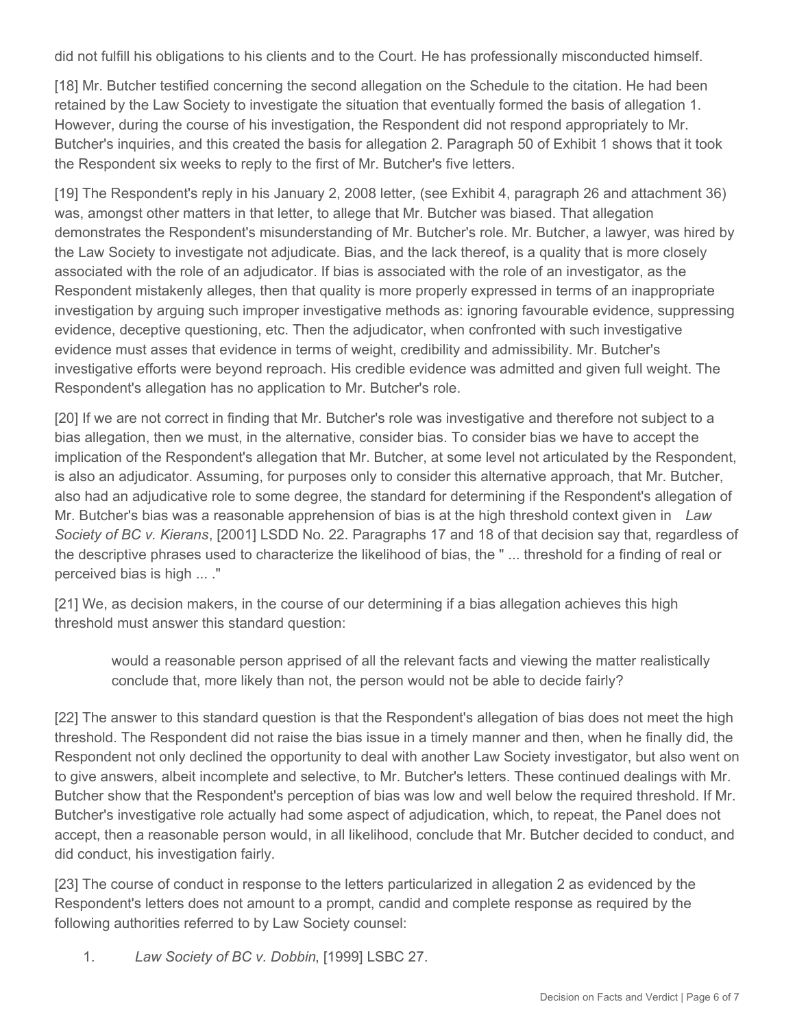did not fulfill his obligations to his clients and to the Court. He has professionally misconducted himself.

[18] Mr. Butcher testified concerning the second allegation on the Schedule to the citation. He had been retained by the Law Society to investigate the situation that eventually formed the basis of allegation 1. However, during the course of his investigation, the Respondent did not respond appropriately to Mr. Butcher's inquiries, and this created the basis for allegation 2. Paragraph 50 of Exhibit 1 shows that it took the Respondent six weeks to reply to the first of Mr. Butcher's five letters.

[19] The Respondent's reply in his January 2, 2008 letter, (see Exhibit 4, paragraph 26 and attachment 36) was, amongst other matters in that letter, to allege that Mr. Butcher was biased. That allegation demonstrates the Respondent's misunderstanding of Mr. Butcher's role. Mr. Butcher, a lawyer, was hired by the Law Society to investigate not adjudicate. Bias, and the lack thereof, is a quality that is more closely associated with the role of an adjudicator. If bias is associated with the role of an investigator, as the Respondent mistakenly alleges, then that quality is more properly expressed in terms of an inappropriate investigation by arguing such improper investigative methods as: ignoring favourable evidence, suppressing evidence, deceptive questioning, etc. Then the adjudicator, when confronted with such investigative evidence must asses that evidence in terms of weight, credibility and admissibility. Mr. Butcher's investigative efforts were beyond reproach. His credible evidence was admitted and given full weight. The Respondent's allegation has no application to Mr. Butcher's role.

[20] If we are not correct in finding that Mr. Butcher's role was investigative and therefore not subject to a bias allegation, then we must, in the alternative, consider bias. To consider bias we have to accept the implication of the Respondent's allegation that Mr. Butcher, at some level not articulated by the Respondent, is also an adjudicator. Assuming, for purposes only to consider this alternative approach, that Mr. Butcher, also had an adjudicative role to some degree, the standard for determining if the Respondent's allegation of Mr. Butcher's bias was a reasonable apprehension of bias is at the high threshold context given in *Law Society of BC v. Kierans*, [2001] LSDD No. 22. Paragraphs 17 and 18 of that decision say that, regardless of the descriptive phrases used to characterize the likelihood of bias, the " ... threshold for a finding of real or perceived bias is high ... ."

[21] We, as decision makers, in the course of our determining if a bias allegation achieves this high threshold must answer this standard question:

> would a reasonable person apprised of all the relevant facts and viewing the matter realistically conclude that, more likely than not, the person would not be able to decide fairly?

[22] The answer to this standard question is that the Respondent's allegation of bias does not meet the high threshold. The Respondent did not raise the bias issue in a timely manner and then, when he finally did, the Respondent not only declined the opportunity to deal with another Law Society investigator, but also went on to give answers, albeit incomplete and selective, to Mr. Butcher's letters. These continued dealings with Mr. Butcher show that the Respondent's perception of bias was low and well below the required threshold. If Mr. Butcher's investigative role actually had some aspect of adjudication, which, to repeat, the Panel does not accept, then a reasonable person would, in all likelihood, conclude that Mr. Butcher decided to conduct, and did conduct, his investigation fairly.

[23] The course of conduct in response to the letters particularized in allegation 2 as evidenced by the Respondent's letters does not amount to a prompt, candid and complete response as required by the following authorities referred to by Law Society counsel:

1. *Law Society of BC v. Dobbin*, [1999] LSBC 27.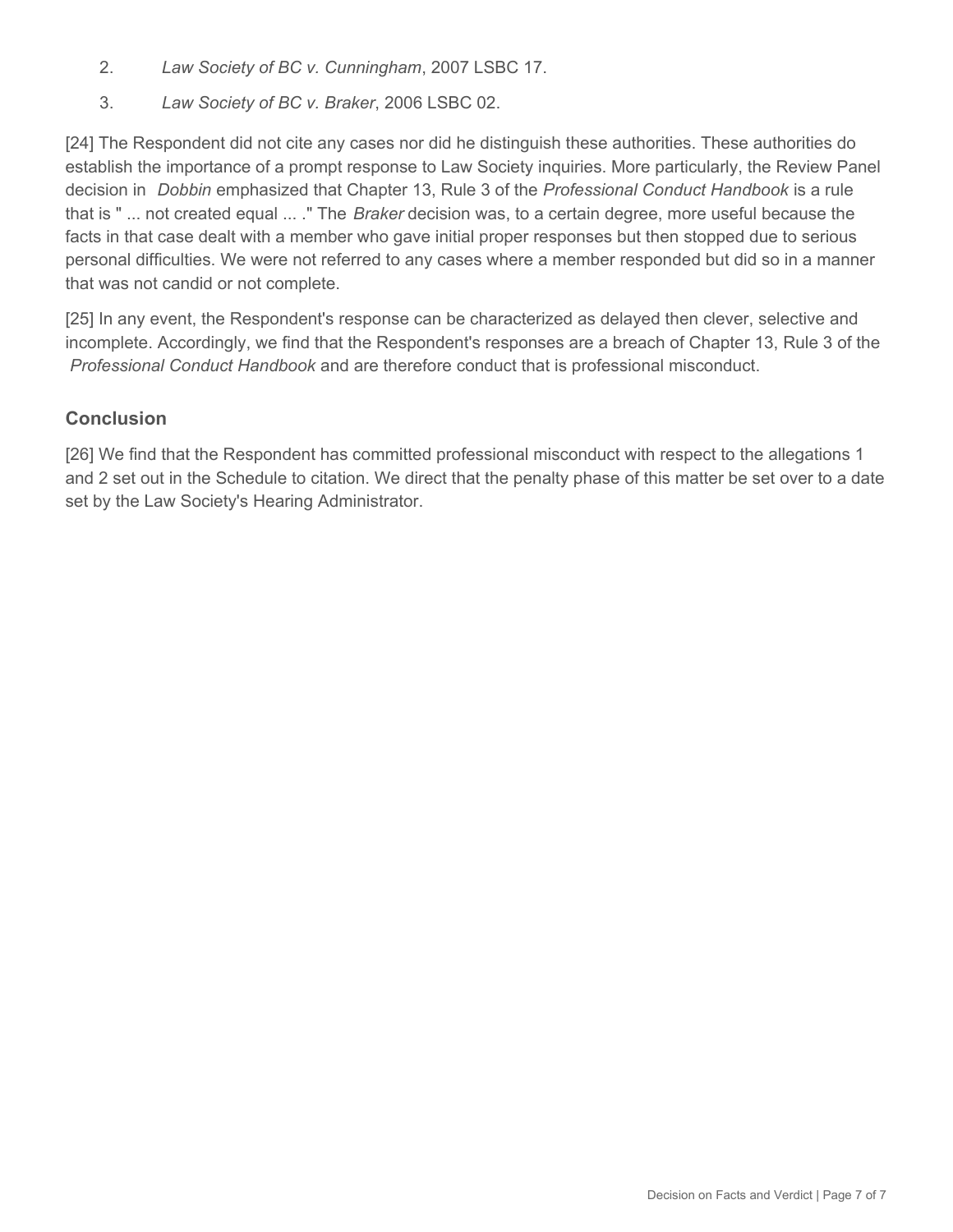2. *Law Society of BC v. Cunningham*, 2007 LSBC 17.

3. *Law Society of BC v. Braker*, 2006 LSBC 02.

[24] The Respondent did not cite any cases nor did he distinguish these authorities. These authorities do establish the importance of a prompt response to Law Society inquiries. More particularly, the Review Panel decision in *Dobbin* emphasized that Chapter 13, Rule 3 of the *Professional Conduct Handbook* is a rule that is " ... not created equal ... ." The *Braker* decision was, to a certain degree, more useful because the facts in that case dealt with a member who gave initial proper responses but then stopped due to serious personal difficulties. We were not referred to any cases where a member responded but did so in a manner that was not candid or not complete.

[25] In any event, the Respondent's response can be characterized as delayed then clever, selective and incomplete. Accordingly, we find that the Respondent's responses are a breach of Chapter 13, Rule 3 of the *Professional Conduct Handbook* and are therefore conduct that is professional misconduct.

## Conclusion

[26] We find that the Respondent has committed professional misconduct with respect to the allegations 1 and 2 set out in the Schedule to citation. We direct that the penalty phase of this matter be set over to a date set by the Law Society's Hearing Administrator.